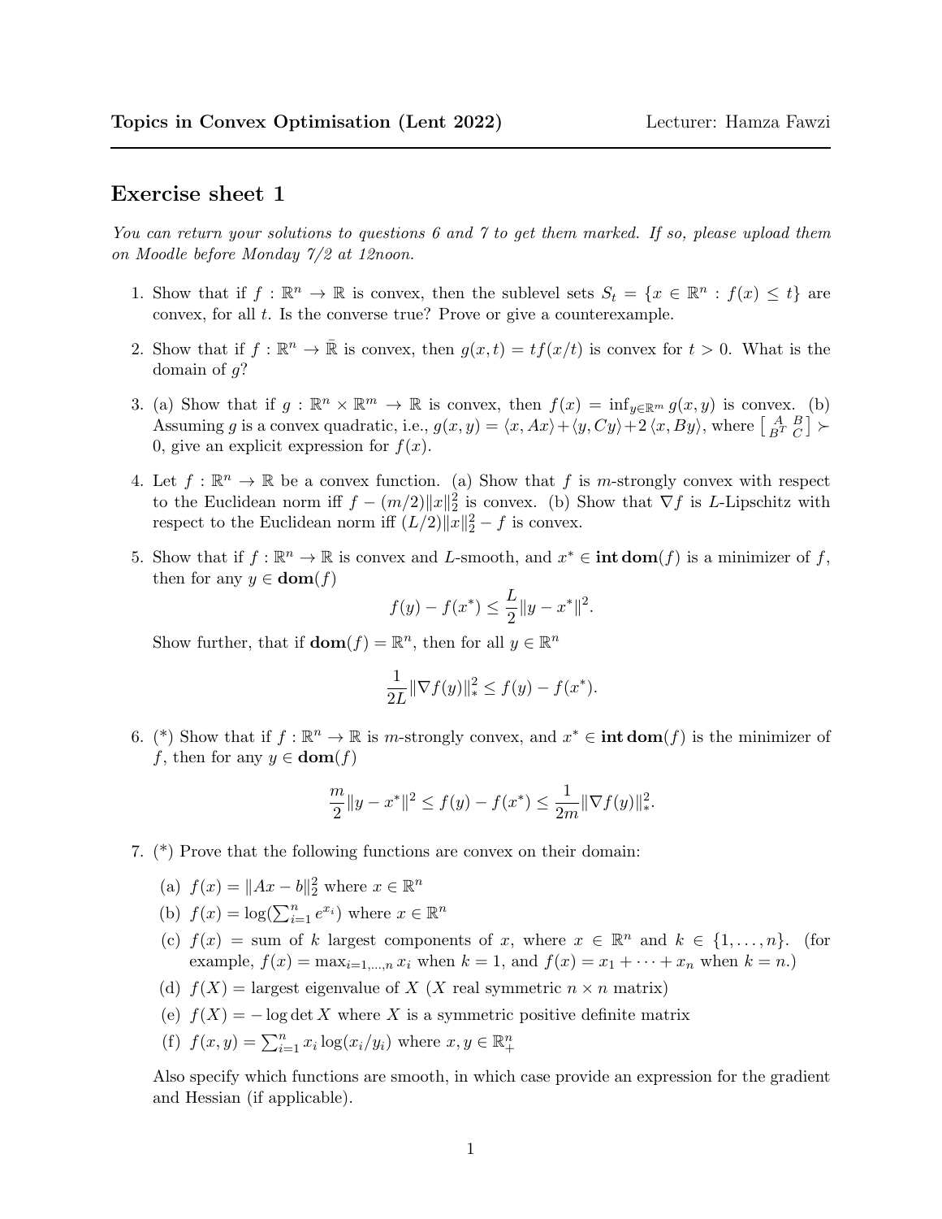**Topics in Convex Optimisation (Lent 2022)** Lecturer: Hamza Fawzi

## Exercise sheet 1

*You can return your solutions to questions 6 and 7 to get them marked. If so, please upload them on Moodle before Monday 7/2 at 12noon.*

1. Show that if $f : \mathbb{R}^n \to \mathbb{R}$ is convex, then the sublevel sets $S_t = \{x \in \mathbb{R}^n : f(x) \leq t\}$ are convex, for all $t$. Is the converse true? Prove or give a counterexample.

2. Show that if $f : \mathbb{R}^n \to \bar{\mathbb{R}}$ is convex, then $g(x,t) = tf(x/t)$ is convex for $t > 0$. What is the domain of $g$?

3. (a) Show that if $g : \mathbb{R}^n \times \mathbb{R}^m \to \mathbb{R}$ is convex, then $f(x) = \inf_{y \in \mathbb{R}^m} g(x,y)$ is convex. (b) Assuming $g$ is a convex quadratic, i.e., $g(x,y) = \langle x, Ax \rangle + \langle y, Cy \rangle + 2 \langle x, By \rangle$, where $\left[\begin{smallmatrix} A & B \\ B^T & C \end{smallmatrix}\right] \succ 0$, give an explicit expression for $f(x)$.

4. Let $f : \mathbb{R}^n \to \mathbb{R}$ be a convex function. (a) Show that $f$ is $m$-strongly convex with respect to the Euclidean norm iff $f - (m/2)\|x\|_2^2$ is convex. (b) Show that $\nabla f$ is $L$-Lipschitz with respect to the Euclidean norm iff $(L/2)\|x\|_2^2 - f$ is convex.

5. Show that if $f : \mathbb{R}^n \to \mathbb{R}$ is convex and $L$-smooth, and $x^* \in \textbf{int}\,\textbf{dom}(f)$ is a minimizer of $f$, then for any $y \in \textbf{dom}(f)$
$$f(y) - f(x^*) \leq \frac{L}{2}\|y - x^*\|^2.$$
Show further, that if $\textbf{dom}(f) = \mathbb{R}^n$, then for all $y \in \mathbb{R}^n$
$$\frac{1}{2L}\|\nabla f(y)\|_*^2 \leq f(y) - f(x^*).$$

6. (*) Show that if $f : \mathbb{R}^n \to \mathbb{R}$ is $m$-strongly convex, and $x^* \in \textbf{int}\,\textbf{dom}(f)$ is the minimizer of $f$, then for any $y \in \textbf{dom}(f)$
$$\frac{m}{2}\|y - x^*\|^2 \leq f(y) - f(x^*) \leq \frac{1}{2m}\|\nabla f(y)\|_*^2.$$

7. (*) Prove that the following functions are convex on their domain:
   (a) $f(x) = \|Ax - b\|_2^2$ where $x \in \mathbb{R}^n$
   (b) $f(x) = \log(\sum_{i=1}^n e^{x_i})$ where $x \in \mathbb{R}^n$
   (c) $f(x) =$ sum of $k$ largest components of $x$, where $x \in \mathbb{R}^n$ and $k \in \{1, \ldots, n\}$. (for example, $f(x) = \max_{i=1,\ldots,n} x_i$ when $k = 1$, and $f(x) = x_1 + \cdots + x_n$ when $k = n$.)
   (d) $f(X) =$ largest eigenvalue of $X$ ($X$ real symmetric $n \times n$ matrix)
   (e) $f(X) = -\log\det X$ where $X$ is a symmetric positive definite matrix
   (f) $f(x,y) = \sum_{i=1}^n x_i \log(x_i/y_i)$ where $x, y \in \mathbb{R}_+^n$

   Also specify which functions are smooth, in which case provide an expression for the gradient and Hessian (if applicable).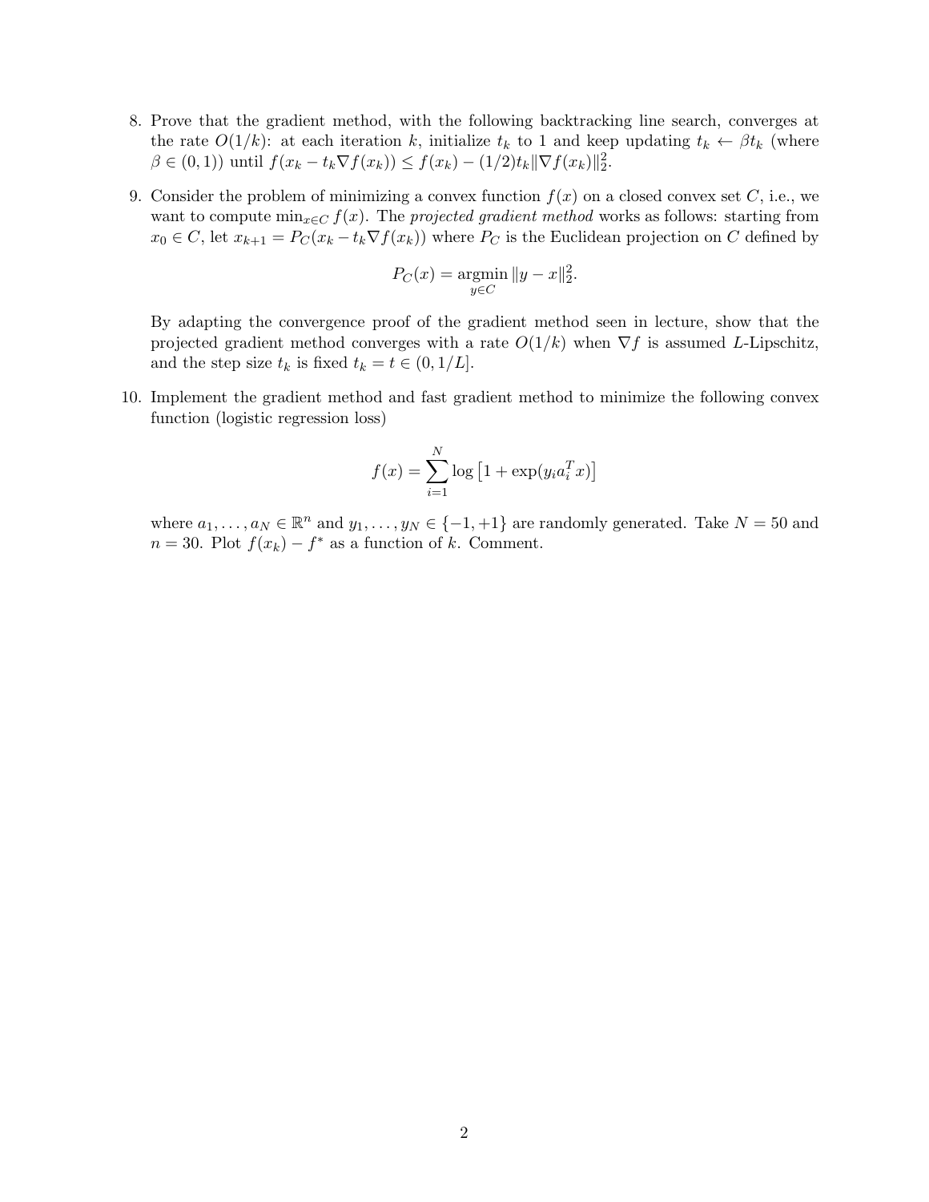8. Prove that the gradient method, with the following backtracking line search, converges at the rate $O(1/k)$: at each iteration $k$, initialize $t_k$ to 1 and keep updating $t_k \leftarrow \beta t_k$ (where $\beta \in (0,1)$) until $f(x_k - t_k \nabla f(x_k)) \leq f(x_k) - (1/2) t_k \|\nabla f(x_k)\|_2^2$.

9. Consider the problem of minimizing a convex function $f(x)$ on a closed convex set $C$, i.e., we want to compute $\min_{x \in C} f(x)$. The *projected gradient method* works as follows: starting from $x_0 \in C$, let $x_{k+1} = P_C(x_k - t_k \nabla f(x_k))$ where $P_C$ is the Euclidean projection on $C$ defined by

$$P_C(x) = \operatorname*{argmin}_{y \in C} \|y - x\|_2^2.$$

By adapting the convergence proof of the gradient method seen in lecture, show that the projected gradient method converges with a rate $O(1/k)$ when $\nabla f$ is assumed $L$-Lipschitz, and the step size $t_k$ is fixed $t_k = t \in (0, 1/L]$.

10. Implement the gradient method and fast gradient method to minimize the following convex function (logistic regression loss)

$$f(x) = \sum_{i=1}^{N} \log\left[1 + \exp(y_i a_i^T x)\right]$$

where $a_1, \ldots, a_N \in \mathbb{R}^n$ and $y_1, \ldots, y_N \in \{-1, +1\}$ are randomly generated. Take $N = 50$ and $n = 30$. Plot $f(x_k) - f^*$ as a function of $k$. Comment.